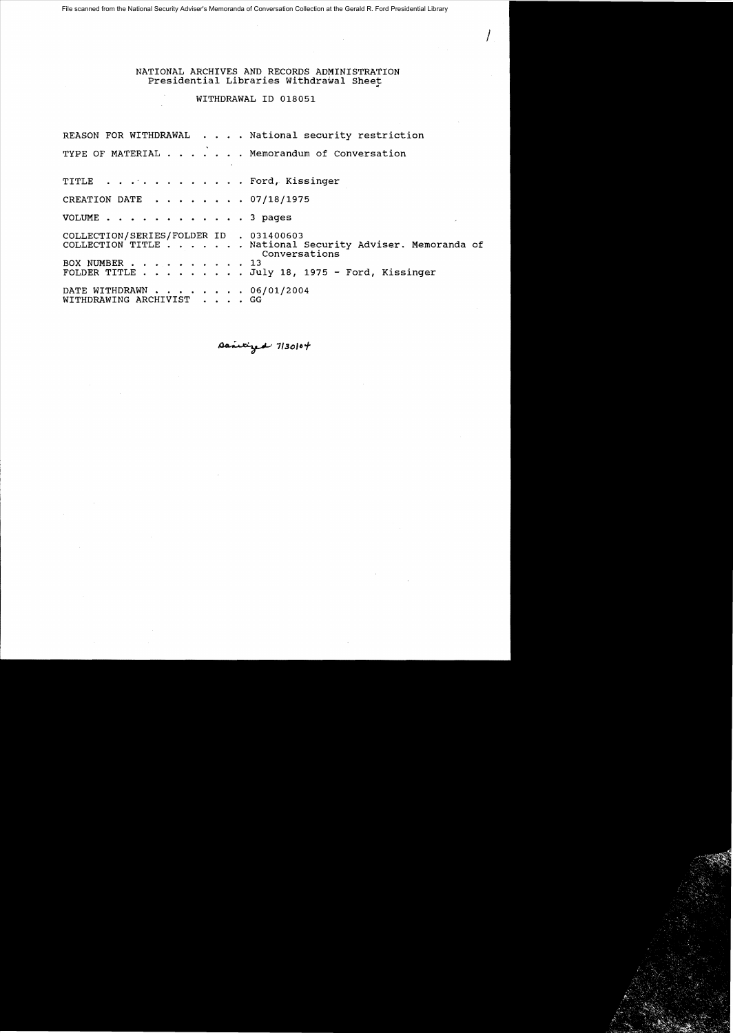File scanned from the National Security Adviser's Memoranda of Conversation Collection at the Gerald R. Ford Presidential Library

NATIONAL ARCHIVES AND RECORDS ADMINISTRATION
Presidential Libraries Withdrawal Sheet

WITHDRAWAL ID 018051

REASON FOR WITHDRAWAL . . . . National security restriction

TYPE OF MATERIAL . . . . . . . Memorandum of Conversation

TITLE . . . . . . . . . . . . Ford, Kissinger

CREATION DATE . . . . . . . . 07/18/1975

VOLUME . . . . . . . . . . . . 3 pages

COLLECTION/SERIES/FOLDER ID . 031400603
COLLECTION TITLE . . . . . . . National Security Adviser. Memoranda of Conversations
BOX NUMBER . . . . . . . . . . 13
FOLDER TITLE . . . . . . . . . July 18, 1975 - Ford, Kissinger

DATE WITHDRAWN . . . . . . . . 06/01/2004
WITHDRAWING ARCHIVIST . . . . GG

Sanitized 7/30/04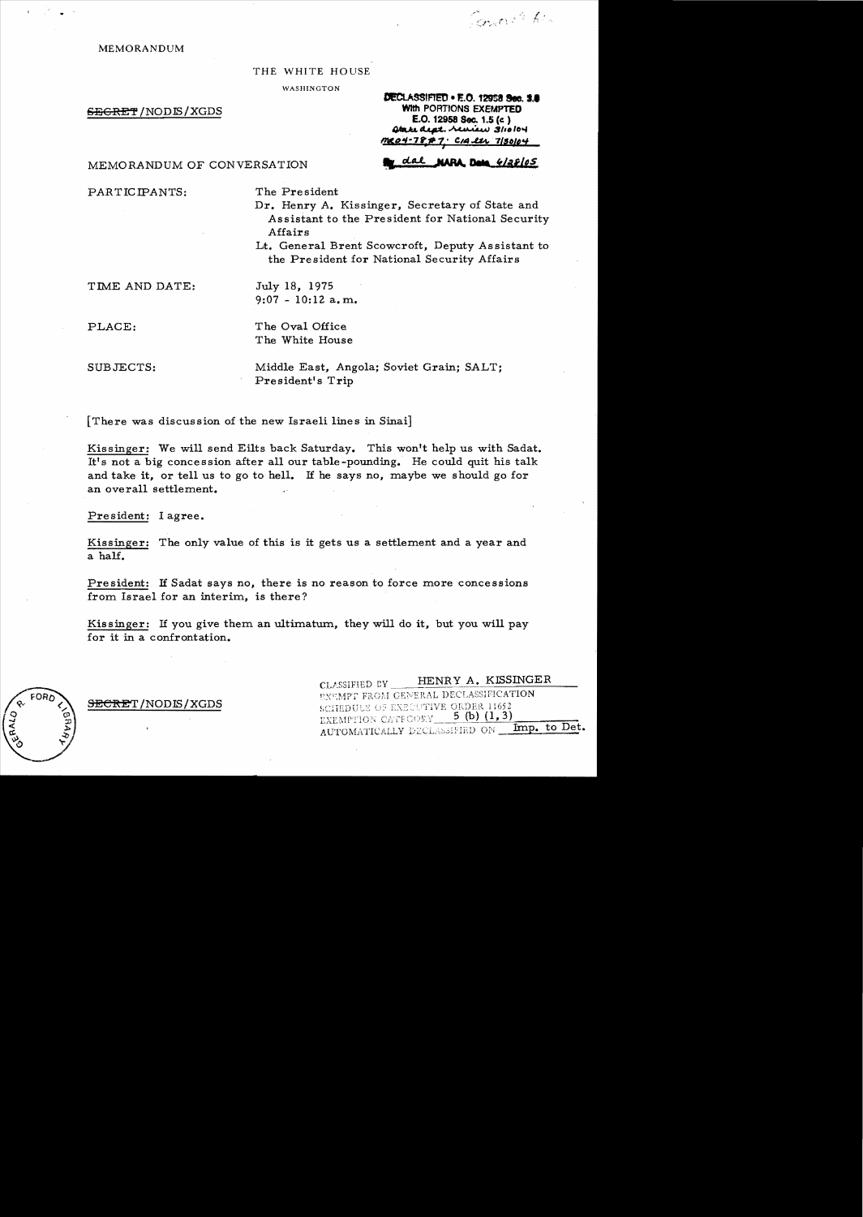MEMORANDUM

THE WHITE HOUSE

WASHINGTON

~~SECRET~~/NODIS/XGDS

DECLASSIFIED • E.O. 12958 Sec. 3.6
With PORTIONS EXEMPTED
E.O. 12958 Sec. 1.5 (c)
State dept. review 3/10/04
MR04-78 #7; CIA ltr 7/30/04
By dal NARA, Date 6/28/05

MEMORANDUM OF CONVERSATION

PARTICIPANTS: The President
Dr. Henry A. Kissinger, Secretary of State and Assistant to the President for National Security Affairs
Lt. General Brent Scowcroft, Deputy Assistant to the President for National Security Affairs

TIME AND DATE: July 18, 1975
9:07 - 10:12 a.m.

PLACE: The Oval Office
The White House

SUBJECTS: Middle East, Angola; Soviet Grain; SALT; President's Trip

[There was discussion of the new Israeli lines in Sinai]

Kissinger: We will send Eilts back Saturday. This won't help us with Sadat. It's not a big concession after all our table-pounding. He could quit his talk and take it, or tell us to go to hell. If he says no, maybe we should go for an overall settlement.

President: I agree.

Kissinger: The only value of this is it gets us a settlement and a year and a half.

President: If Sadat says no, there is no reason to force more concessions from Israel for an interim, is there?

Kissinger: If you give them an ultimatum, they will do it, but you will pay for it in a confrontation.

~~SECRET~~/NODIS/XGDS

CLASSIFIED BY HENRY A. KISSINGER
EXEMPT FROM GENERAL DECLASSIFICATION
SCHEDULE OF EXECUTIVE ORDER 11652
EXEMPTION CATEGORY 5 (b) (1, 3)
AUTOMATICALLY DECLASSIFIED ON Imp. to Det.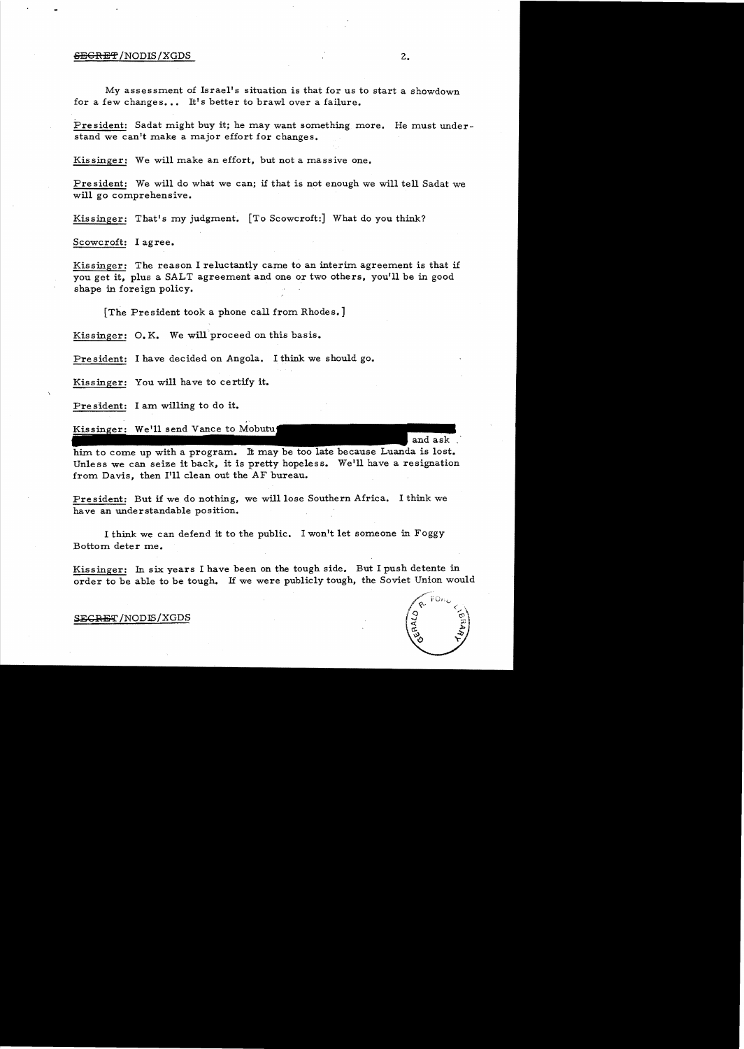My assessment of Israel's situation is that for us to start a showdown for a few changes... It's better to brawl over a failure.

President: Sadat might buy it; he may want something more. He must understand we can't make a major effort for changes.

Kissinger: We will make an effort, but not a massive one.

President: We will do what we can; if that is not enough we will tell Sadat we will go comprehensive.

Kissinger: That's my judgment. [To Scowcroft:] What do you think?

Scowcroft: I agree.

Kissinger: The reason I reluctantly came to an interim agreement is that if you get it, plus a SALT agreement and one or two others, you'll be in good shape in foreign policy.

[The President took a phone call from Rhodes.]

Kissinger: O.K. We will proceed on this basis.

President: I have decided on Angola. I think we should go.

Kissinger: You will have to certify it.

President: I am willing to do it.

Kissinger: We'll send Vance to Mobutu [redacted] and ask him to come up with a program. It may be too late because Luanda is lost. Unless we can seize it back, it is pretty hopeless. We'll have a resignation from Davis, then I'll clean out the AF bureau.

President: But if we do nothing, we will lose Southern Africa. I think we have an understandable position.

I think we can defend it to the public. I won't let someone in Foggy Bottom deter me.

Kissinger: In six years I have been on the tough side. But I push detente in order to be able to be tough. If we were publicly tough, the Soviet Union would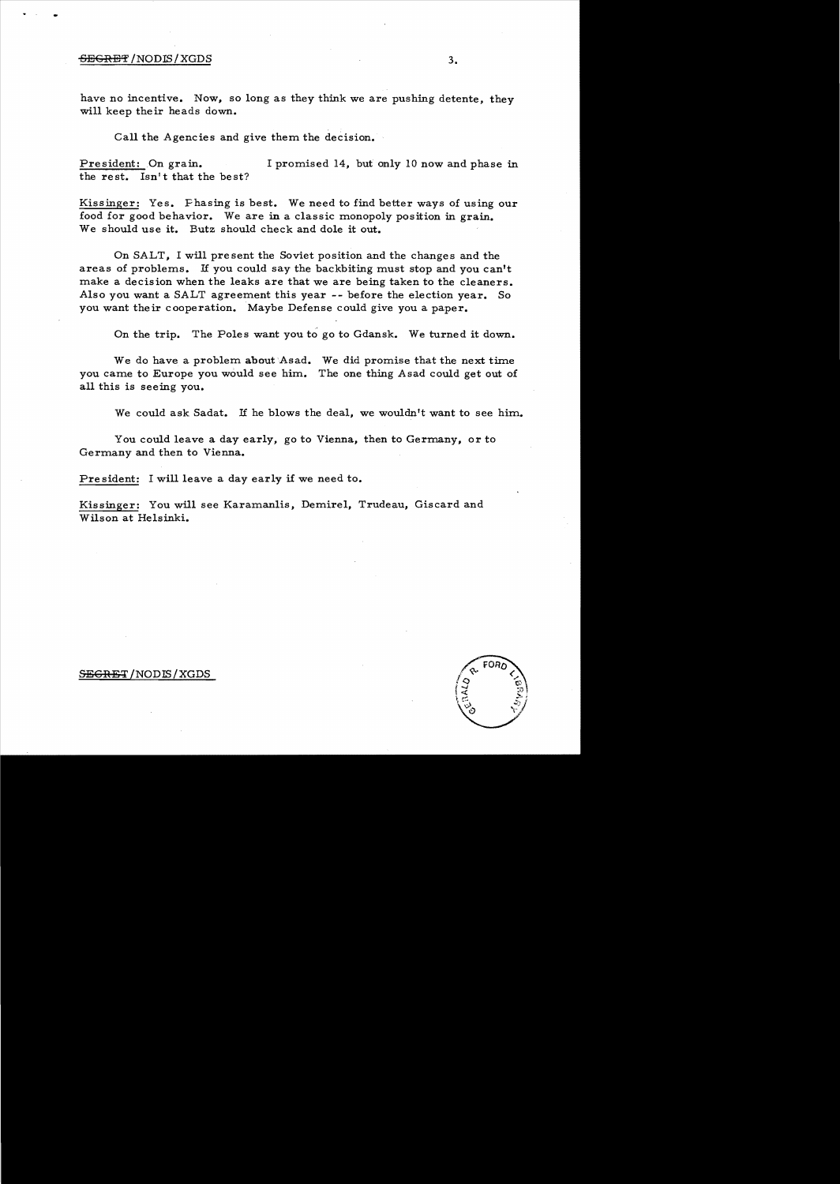have no incentive. Now, so long as they think we are pushing detente, they will keep their heads down.

Call the Agencies and give them the decision.

President: On grain. I promised 14, but only 10 now and phase in the rest. Isn't that the best?

Kissinger: Yes. Phasing is best. We need to find better ways of using our food for good behavior. We are in a classic monopoly position in grain. We should use it. Butz should check and dole it out.

On SALT, I will present the Soviet position and the changes and the areas of problems. If you could say the backbiting must stop and you can't make a decision when the leaks are that we are being taken to the cleaners. Also you want a SALT agreement this year -- before the election year. So you want their cooperation. Maybe Defense could give you a paper.

On the trip. The Poles want you to go to Gdansk. We turned it down.

We do have a problem about Asad. We did promise that the next time you came to Europe you would see him. The one thing Asad could get out of all this is seeing you.

We could ask Sadat. If he blows the deal, we wouldn't want to see him.

You could leave a day early, go to Vienna, then to Germany, or to Germany and then to Vienna.

President: I will leave a day early if we need to.

Kissinger: You will see Karamanlis, Demirel, Trudeau, Giscard and Wilson at Helsinki.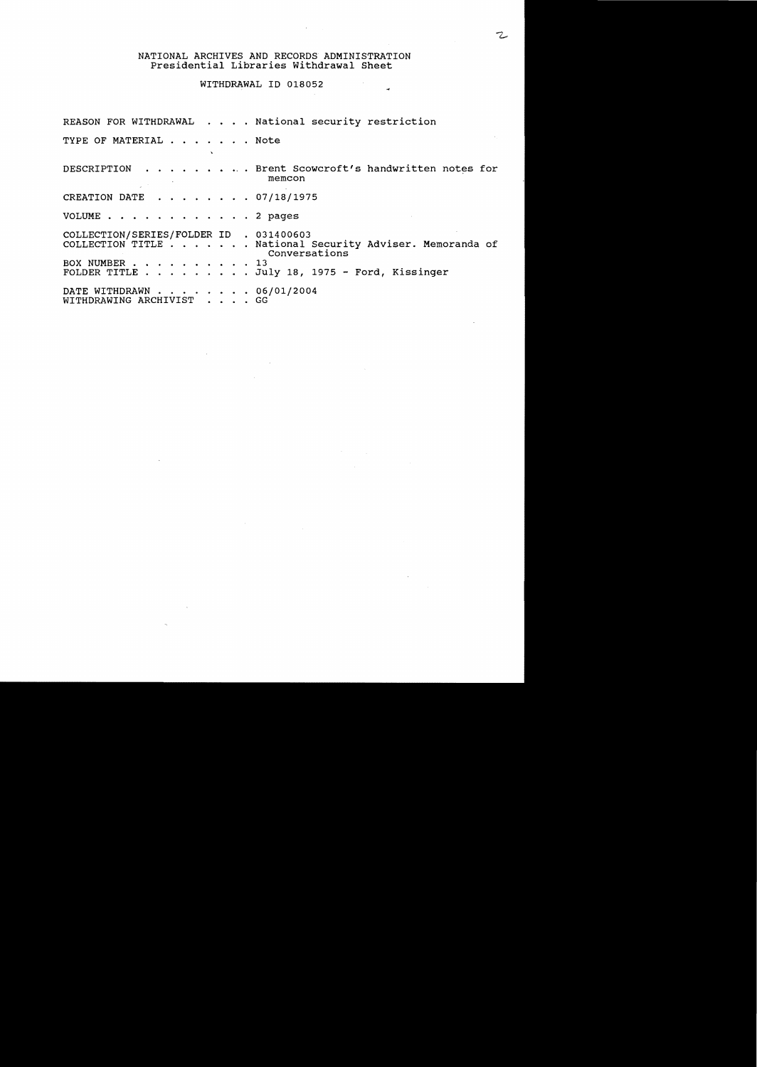NATIONAL ARCHIVES AND RECORDS ADMINISTRATION
Presidential Libraries Withdrawal Sheet

WITHDRAWAL ID 018052

REASON FOR WITHDRAWAL . . . . National security restriction

TYPE OF MATERIAL . . . . . . . Note

DESCRIPTION . . . . . . . . . Brent Scowcroft's handwritten notes for memcon

CREATION DATE . . . . . . . . 07/18/1975

VOLUME . . . . . . . . . . . . 2 pages

COLLECTION/SERIES/FOLDER ID . 031400603
COLLECTION TITLE . . . . . . . National Security Adviser. Memoranda of Conversations
BOX NUMBER . . . . . . . . . . 13
FOLDER TITLE . . . . . . . . . July 18, 1975 - Ford, Kissinger

DATE WITHDRAWN . . . . . . . . 06/01/2004
WITHDRAWING ARCHIVIST . . . . GG